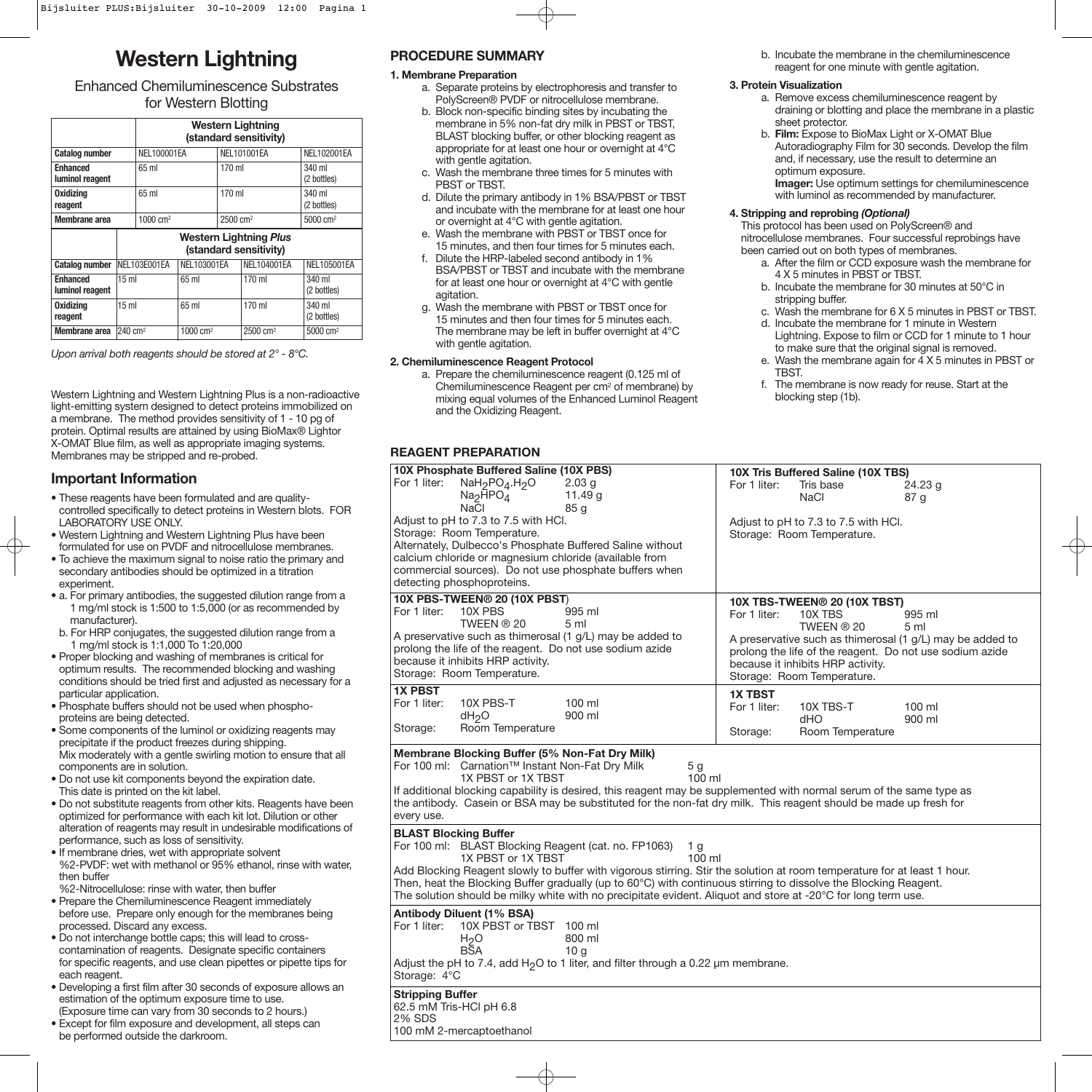# Western Lightning

Enhanced Chemiluminescence Substrates for Western Blotting

| | Western Lightning (standard sensitivity) | | |
|---|---|---|---|
| Catalog number | NEL100001EA | NEL101001EA | NEL102001EA |
| Enhanced luminol reagent | 65 ml | 170 ml | 340 ml (2 bottles) |
| Oxidizing reagent | 65 ml | 170 ml | 340 ml (2 bottles) |
| Membrane area | 1000 cm² | 2500 cm² | 5000 cm² |

| | Western Lightning *Plus* (standard sensitivity) | | | |
|---|---|---|---|---|
| Catalog number | NEL103E001EA | NEL103001EA | NEL104001EA | NEL105001EA |
| Enhanced luminol reagent | 15 ml | 65 ml | 170 ml | 340 ml (2 bottles) |
| Oxidizing reagent | 15 ml | 65 ml | 170 ml | 340 ml (2 bottles) |
| Membrane area | 240 cm² | 1000 cm² | 2500 cm² | 5000 cm² |

*Upon arrival both reagents should be stored at 2° - 8°C.*

Western Lightning and Western Lightning Plus is a non-radioactive light-emitting system designed to detect proteins immobilized on a membrane. The method provides sensitivity of 1 - 10 pg of protein. Optimal results are attained by using BioMax® Lightor X-OMAT Blue film, as well as appropriate imaging systems. Membranes may be stripped and re-probed.

## Important Information

- These reagents have been formulated and are quality-controlled specifically to detect proteins in Western blots. FOR LABORATORY USE ONLY.
- Western Lightning and Western Lightning Plus have been formulated for use on PVDF and nitrocellulose membranes.
- To achieve the maximum signal to noise ratio the primary and secondary antibodies should be optimized in a titration experiment.
- a. For primary antibodies, the suggested dilution range from a 1 mg/ml stock is 1:500 to 1:5,000 (or as recommended by manufacturer).
  b. For HRP conjugates, the suggested dilution range from a 1 mg/ml stock is 1:1,000 To 1:20,000
- Proper blocking and washing of membranes is critical for optimum results. The recommended blocking and washing conditions should be tried first and adjusted as necessary for a particular application.
- Phosphate buffers should not be used when phospho-proteins are being detected.
- Some components of the luminol or oxidizing reagents may precipitate if the product freezes during shipping. Mix moderately with a gentle swirling motion to ensure that all components are in solution.
- Do not use kit components beyond the expiration date. This date is printed on the kit label.
- Do not substitute reagents from other kits. Reagents have been optimized for performance with each kit lot. Dilution or other alteration of reagents may result in undesirable modifications of performance, such as loss of sensitivity.
- If membrane dries, wet with appropriate solvent
  %2-PVDF: wet with methanol or 95% ethanol, rinse with water, then buffer
  %2-Nitrocellulose: rinse with water, then buffer
- Prepare the Chemiluminescence Reagent immediately before use. Prepare only enough for the membranes being processed. Discard any excess.
- Do not interchange bottle caps; this will lead to cross-contamination of reagents. Designate specific containers for specific reagents, and use clean pipettes or pipette tips for each reagent.
- Developing a first film after 30 seconds of exposure allows an estimation of the optimum exposure time to use. (Exposure time can vary from 30 seconds to 2 hours.)
- Except for film exposure and development, all steps can be performed outside the darkroom.

## PROCEDURE SUMMARY

### 1. Membrane Preparation

a. Separate proteins by electrophoresis and transfer to PolyScreen® PVDF or nitrocellulose membrane.
b. Block non-specific binding sites by incubating the membrane in 5% non-fat dry milk in PBST or TBST, BLAST blocking buffer, or other blocking reagent as appropriate for at least one hour or overnight at 4°C with gentle agitation.
c. Wash the membrane three times for 5 minutes with PBST or TBST.
d. Dilute the primary antibody in 1% BSA/PBST or TBST and incubate with the membrane for at least one hour or overnight at 4°C with gentle agitation.
e. Wash the membrane with PBST or TBST once for 15 minutes, and then four times for 5 minutes each.
f. Dilute the HRP-labeled second antibody in 1% BSA/PBST or TBST and incubate with the membrane for at least one hour or overnight at 4°C with gentle agitation.
g. Wash the membrane with PBST or TBST once for 15 minutes and then four times for 5 minutes each. The membrane may be left in buffer overnight at 4°C with gentle agitation.

### 2. Chemiluminescence Reagent Protocol

a. Prepare the chemiluminescence reagent (0.125 ml of Chemiluminescence Reagent per cm² of membrane) by mixing equal volumes of the Enhanced Luminol Reagent and the Oxidizing Reagent.
b. Incubate the membrane in the chemiluminescence reagent for one minute with gentle agitation.

### 3. Protein Visualization

a. Remove excess chemiluminescence reagent by draining or blotting and place the membrane in a plastic sheet protector.
b. **Film:** Expose to BioMax Light or X-OMAT Blue Autoradiography Film for 30 seconds. Develop the film and, if necessary, use the result to determine an optimum exposure.
**Imager:** Use optimum settings for chemiluminescence with luminol as recommended by manufacturer.

### 4. Stripping and reprobing *(Optional)*

This protocol has been used on PolyScreen® and nitrocellulose membranes. Four successful reprobings have been carried out on both types of membranes.

a. After the film or CCD exposure wash the membrane for 4 X 5 minutes in PBST or TBST.
b. Incubate the membrane for 30 minutes at 50°C in stripping buffer.
c. Wash the membrane for 6 X 5 minutes in PBST or TBST.
d. Incubate the membrane for 1 minute in Western Lightning. Expose to film or CCD for 1 minute to 1 hour to make sure that the original signal is removed.
e. Wash the membrane again for 4 X 5 minutes in PBST or TBST.
f. The membrane is now ready for reuse. Start at the blocking step (1b).

## REAGENT PREPARATION

**10X Phosphate Buffered Saline (10X PBS)**

For 1 liter:

| | |
|---|---|
| $NaH_2PO_4.H_2O$ | 2.03 g |
| $Na_2HPO_4$ | 11.49 g |
| NaCl | 85 g |

Adjust to pH to 7.3 to 7.5 with HCl.
Storage: Room Temperature.
Alternately, Dulbecco's Phosphate Buffered Saline without calcium chloride or magnesium chloride (available from commercial sources). Do not use phosphate buffers when detecting phosphoproteins.

**10X Tris Buffered Saline (10X TBS)**

For 1 liter:

| | |
|---|---|
| Tris base | 24.23 g |
| NaCl | 87 g |

Adjust to pH to 7.3 to 7.5 with HCl.
Storage: Room Temperature.

**10X PBS-TWEEN® 20 (10X PBST)**

For 1 liter:

| | |
|---|---|
| 10X PBS | 995 ml |
| TWEEN ® 20 | 5 ml |

A preservative such as thimerosal (1 g/L) may be added to prolong the life of the reagent. Do not use sodium azide because it inhibits HRP activity.
Storage: Room Temperature.

**10X TBS-TWEEN® 20 (10X TBST)**

For 1 liter:

| | |
|---|---|
| 10X TBS | 995 ml |
| TWEEN ® 20 | 5 ml |

A preservative such as thimerosal (1 g/L) may be added to prolong the life of the reagent. Do not use sodium azide because it inhibits HRP activity.
Storage: Room Temperature.

**1X PBST**

For 1 liter:

| | |
|---|---|
| 10X PBS-T | 100 ml |
| $dH_2O$ | 900 ml |

Storage: Room Temperature

**1X TBST**

For 1 liter:

| | |
|---|---|
| 10X TBS-T | 100 ml |
| dHO | 900 ml |

Storage: Room Temperature

**Membrane Blocking Buffer (5% Non-Fat Dry Milk)**

For 100 ml:

| | |
|---|---|
| Carnation™ Instant Non-Fat Dry Milk | 5 g |
| 1X PBST or 1X TBST | 100 ml |

If additional blocking capability is desired, this reagent may be supplemented with normal serum of the same type as the antibody. Casein or BSA may be substituted for the non-fat dry milk. This reagent should be made up fresh for every use.

**BLAST Blocking Buffer**

For 100 ml:

| | |
|---|---|
| BLAST Blocking Reagent (cat. no. FP1063) | 1 g |
| 1X PBST or 1X TBST | 100 ml |

Add Blocking Reagent slowly to buffer with vigorous stirring. Stir the solution at room temperature for at least 1 hour. Then, heat the Blocking Buffer gradually (up to 60°C) with continuous stirring to dissolve the Blocking Reagent. The solution should be milky white with no precipitate evident. Aliquot and store at -20°C for long term use.

**Antibody Diluent (1% BSA)**

For 1 liter:

| | |
|---|---|
| 10X PBST or TBST | 100 ml |
| $H_2O$ | 800 ml |
| BSA | 10 g |

Adjust the pH to 7.4, add $H_2O$ to 1 liter, and filter through a 0.22 µm membrane.
Storage: 4°C

**Stripping Buffer**

62.5 mM Tris-HCl pH 6.8
2% SDS
100 mM 2-mercaptoethanol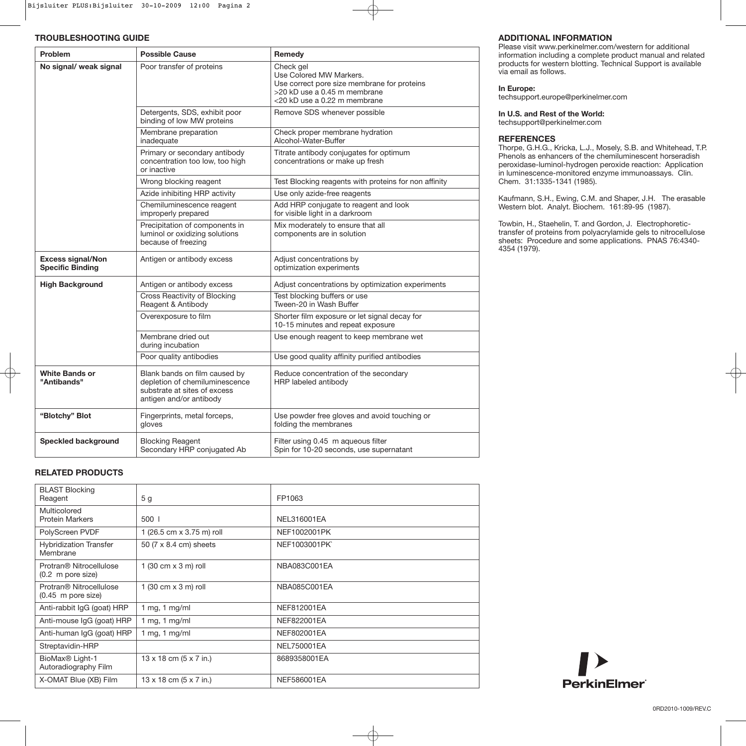## TROUBLESHOOTING GUIDE

| Problem | Possible Cause | Remedy |
|---|---|---|
| **No signal/ weak signal** | Poor transfer of proteins | Check gel<br>Use Colored MW Markers.<br>Use correct pore size membrane for proteins<br>>20 kD use a 0.45 m membrane<br><20 kD use a 0.22 m membrane |
| | Detergents, SDS, exhibit poor binding of low MW proteins | Remove SDS whenever possible |
| | Membrane preparation inadequate | Check proper membrane hydration<br>Alcohol-Water-Buffer |
| | Primary or secondary antibody concentration too low, too high or inactive | Titrate antibody conjugates for optimum concentrations or make up fresh |
| | Wrong blocking reagent | Test Blocking reagents with proteins for non affinity |
| | Azide inhibiting HRP activity | Use only azide-free reagents |
| | Chemiluminescence reagent improperly prepared | Add HRP conjugate to reagent and look for visible light in a darkroom |
| | Precipitation of components in luminol or oxidizing solutions because of freezing | Mix moderately to ensure that all components are in solution |
| **Excess signal/Non Specific Binding** | Antigen or antibody excess | Adjust concentrations by optimization experiments |
| **High Background** | Antigen or antibody excess | Adjust concentrations by optimization experiments |
| | Cross Reactivity of Blocking Reagent & Antibody | Test blocking buffers or use Tween-20 in Wash Buffer |
| | Overexposure to film | Shorter film exposure or let signal decay for 10-15 minutes and repeat exposure |
| | Membrane dried out during incubation | Use enough reagent to keep membrane wet |
| | Poor quality antibodies | Use good quality affinity purified antibodies |
| **White Bands or "Antibands"** | Blank bands on film caused by depletion of chemiluminescence substrate at sites of excess antigen and/or antibody | Reduce concentration of the secondary HRP labeled antibody |
| **"Blotchy" Blot** | Fingerprints, metal forceps, gloves | Use powder free gloves and avoid touching or folding the membranes |
| **Speckled background** | Blocking Reagent<br>Secondary HRP conjugated Ab | Filter using 0.45 m aqueous filter<br>Spin for 10-20 seconds, use supernatant |

## RELATED PRODUCTS

| | | |
|---|---|---|
| BLAST Blocking Reagent | 5 g | FP1063 |
| Multicolored Protein Markers | 500 l | NEL316001EA |
| PolyScreen PVDF | 1 (26.5 cm x 3.75 m) roll | NEF1002001PK |
| Hybridization Transfer Membrane | 50 (7 x 8.4 cm) sheets | NEF1003001PK` |
| Protran® Nitrocellulose (0.2 m pore size) | 1 (30 cm x 3 m) roll | NBA083C001EA |
| Protran® Nitrocellulose (0.45 m pore size) | 1 (30 cm x 3 m) roll | NBA085C001EA |
| Anti-rabbit IgG (goat) HRP | 1 mg, 1 mg/ml | NEF812001EA |
| Anti-mouse IgG (goat) HRP | 1 mg, 1 mg/ml | NEF822001EA |
| Anti-human IgG (goat) HRP | 1 mg, 1 mg/ml | NEF802001EA |
| Streptavidin-HRP | | NEL750001EA |
| BioMax® Light-1 Autoradiography Film | 13 x 18 cm (5 x 7 in.) | 8689358001EA |
| X-OMAT Blue (XB) Film | 13 x 18 cm (5 x 7 in.) | NEF586001EA |

## ADDITIONAL INFORMATION

Please visit www.perkinelmer.com/western for additional information including a complete product manual and related products for western blotting. Technical Support is available via email as follows.

**In Europe:**
techsupport.europe@perkinelmer.com

**In U.S. and Rest of the World:**
techsupport@perkinelmer.com

## REFERENCES

Thorpe, G.H.G., Kricka, L.J., Mosely, S.B. and Whitehead, T.P. Phenols as enhancers of the chemiluminescent horseradish peroxidase-luminol-hydrogen peroxide reaction: Application in luminescence-monitored enzyme immunoassays. Clin. Chem. 31:1335-1341 (1985).

Kaufmann, S.H., Ewing, C.M. and Shaper, J.H. The erasable Western blot. Analyt. Biochem. 161:89-95 (1987).

Towbin, H., Staehelin, T. and Gordon, J. Electrophoretic-transfer of proteins from polyacrylamide gels to nitrocellulose sheets: Procedure and some applications. PNAS 76:4340-4354 (1979).

PerkinElmer

0RD2010-1009/REV.C